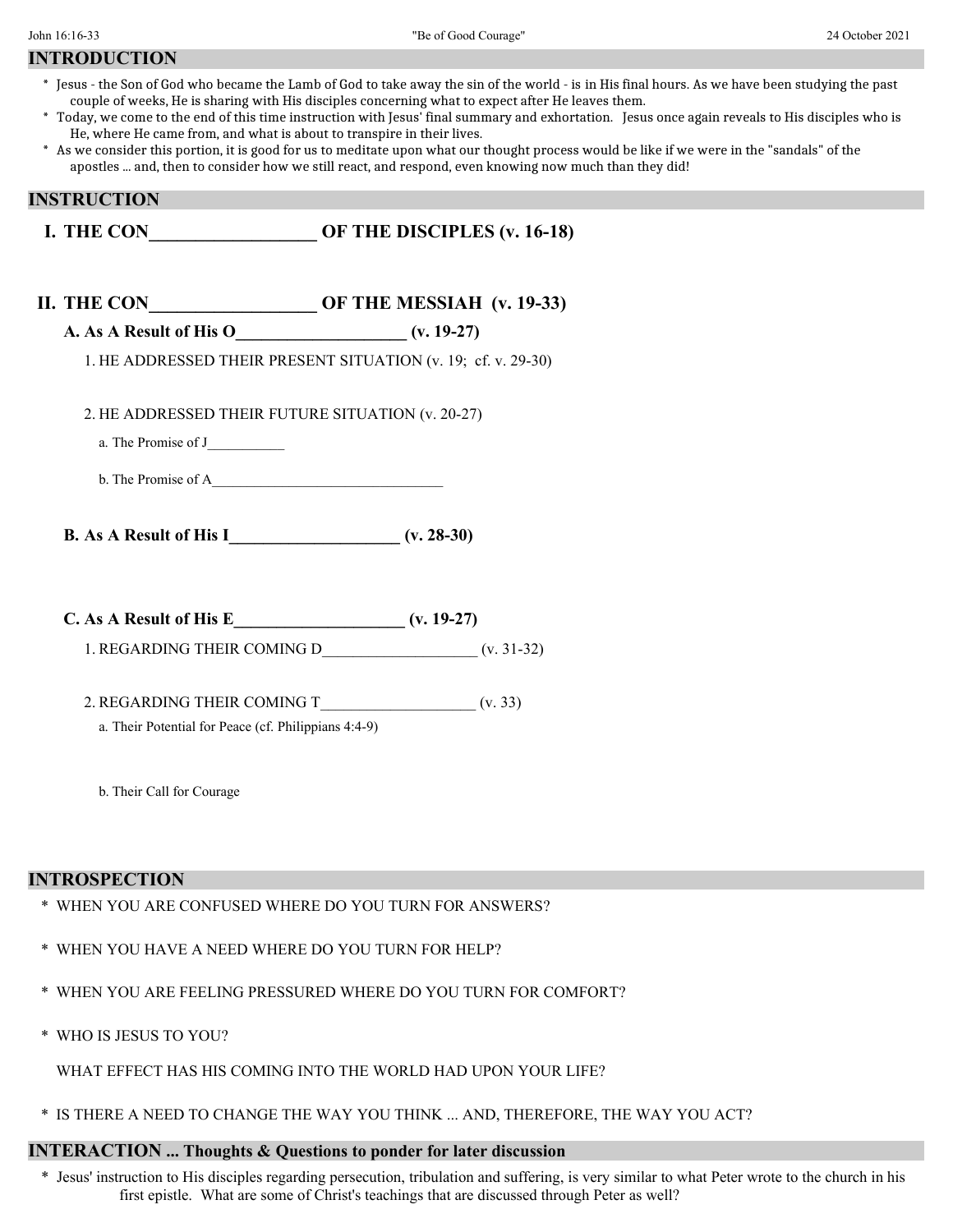John 16:16-33 "Be of Good Courage" 24 October 2021

## INTRODUCTION

* Jesus - the Son of God who became the Lamb of God to take away the sin of the world - is in His final hours. As we have been studying the past couple of weeks, He is sharing with His disciples concerning what to expect after He leaves them.
* Today, we come to the end of this time instruction with Jesus' final summary and exhortation. Jesus once again reveals to His disciples who is He, where He came from, and what is about to transpire in their lives.
* As we consider this portion, it is good for us to meditate upon what our thought process would be like if we were in the "sandals" of the apostles ... and, then to consider how we still react, and respond, even knowing now much than they did!

## INSTRUCTION

### I. THE CON__________________ OF THE DISCIPLES (v. 16-18)

### II. THE CON__________________ OF THE MESSIAH (v. 19-33)

**A. As A Result of His O___________________ (v. 19-27)**

1. HE ADDRESSED THEIR PRESENT SITUATION (v. 19; cf. v. 29-30)

2. HE ADDRESSED THEIR FUTURE SITUATION (v. 20-27)

   a. The Promise of J___________

   b. The Promise of A________________________________

**B. As A Result of His I___________________ (v. 28-30)**

**C. As A Result of His E___________________ (v. 19-27)**

1. REGARDING THEIR COMING D___________________ (v. 31-32)

2. REGARDING THEIR COMING T___________________ (v. 33)

   a. Their Potential for Peace (cf. Philippians 4:4-9)

   b. Their Call for Courage

## INTROSPECTION

* WHEN YOU ARE CONFUSED WHERE DO YOU TURN FOR ANSWERS?
* WHEN YOU HAVE A NEED WHERE DO YOU TURN FOR HELP?
* WHEN YOU ARE FEELING PRESSURED WHERE DO YOU TURN FOR COMFORT?
* WHO IS JESUS TO YOU?

  WHAT EFFECT HAS HIS COMING INTO THE WORLD HAD UPON YOUR LIFE?
* IS THERE A NEED TO CHANGE THE WAY YOU THINK ... AND, THEREFORE, THE WAY YOU ACT?

## INTERACTION ... Thoughts & Questions to ponder for later discussion

* Jesus' instruction to His disciples regarding persecution, tribulation and suffering, is very similar to what Peter wrote to the church in his first epistle. What are some of Christ's teachings that are discussed through Peter as well?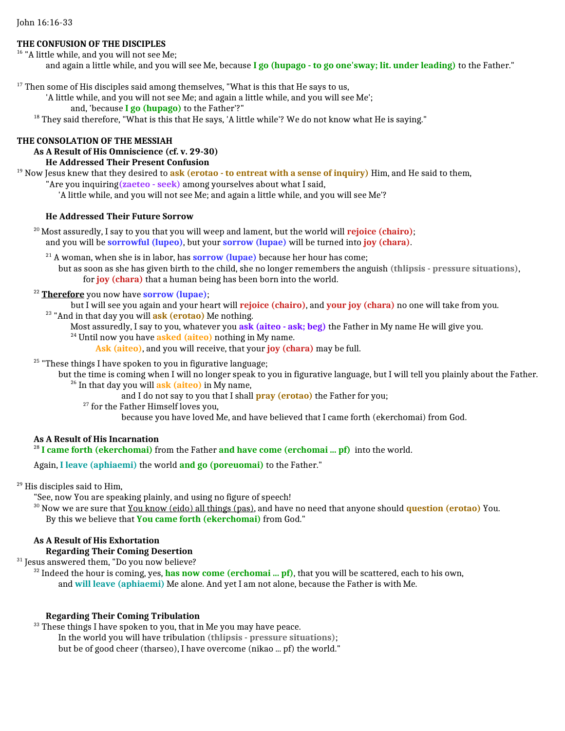John 16:16-33

**THE CONFUSION OF THE DISCIPLES**

[16] "A little while, and you will not see Me;
and again a little while, and you will see Me, because **I go (hupago - to go one'sway; lit. under leading)** to the Father."

[17] Then some of His disciples said among themselves, "What is this that He says to us,
'A little while, and you will not see Me; and again a little while, and you will see Me';
and, 'because **I go (hupago)** to the Father'?"
[18] They said therefore, "What is this that He says, 'A little while'? We do not know what He is saying."

**THE CONSOLATION OF THE MESSIAH**

**As A Result of His Omniscience (cf. v. 29-30)**

**He Addressed Their Present Confusion**

[19] Now Jesus knew that they desired to **ask (erotao - to entreat with a sense of inquiry)** Him, and He said to them,
"Are you inquiring**(zaeteo - seek)** among yourselves about what I said,
'A little while, and you will not see Me; and again a little while, and you will see Me'?

**He Addressed Their Future Sorrow**

[20] Most assuredly, I say to you that you will weep and lament, but the world will **rejoice (chairo)**;
and you will be **sorrowful (lupeo)**, but your **sorrow (lupae)** will be turned into **joy (chara)**.

[21] A woman, when she is in labor, has **sorrow (lupae)** because her hour has come;
but as soon as she has given birth to the child, she no longer remembers the anguish **(thlipsis - pressure situations)**,
for **joy (chara)** that a human being has been born into the world.

[22] **Therefore** you now have **sorrow (lupae)**;
but I will see you again and your heart will **rejoice (chairo)**, and **your joy (chara)** no one will take from you.
[23] "And in that day you will **ask (erotao)** Me nothing.
Most assuredly, I say to you, whatever you **ask (aiteo - ask; beg)** the Father in My name He will give you.
[24] Until now you have **asked (aiteo)** nothing in My name.
**Ask (aiteo)**, and you will receive, that your **joy (chara)** may be full.

[25] "These things I have spoken to you in figurative language;
but the time is coming when I will no longer speak to you in figurative language, but I will tell you plainly about the Father.
[26] In that day you will **ask (aiteo)** in My name,
and I do not say to you that I shall **pray (erotao)** the Father for you;
[27] for the Father Himself loves you,
because you have loved Me, and have believed that I came forth (ekerchomai) from God.

**As A Result of His Incarnation**

[28] **I came forth (ekerchomai)** from the Father **and have come (erchomai ... pf)** into the world.

Again, **I leave (aphiaemi)** the world **and go (poreuomai)** to the Father."

[29] His disciples said to Him,
"See, now You are speaking plainly, and using no figure of speech!
[30] Now we are sure that You know (eido) all things (pas), and have no need that anyone should **question (erotao)** You.
By this we believe that **You came forth (ekerchomai)** from God."

**As A Result of His Exhortation**

**Regarding Their Coming Desertion**

[31] Jesus answered them, "Do you now believe?
[32] Indeed the hour is coming, yes, **has now come (erchomai ... pf)**, that you will be scattered, each to his own,
and **will leave (aphiaemi)** Me alone. And yet I am not alone, because the Father is with Me.

**Regarding Their Coming Tribulation**

[33] These things I have spoken to you, that in Me you may have peace.
In the world you will have tribulation **(thlipsis - pressure situations)**;
but be of good cheer (tharseo), I have overcome (nikao ... pf) the world."